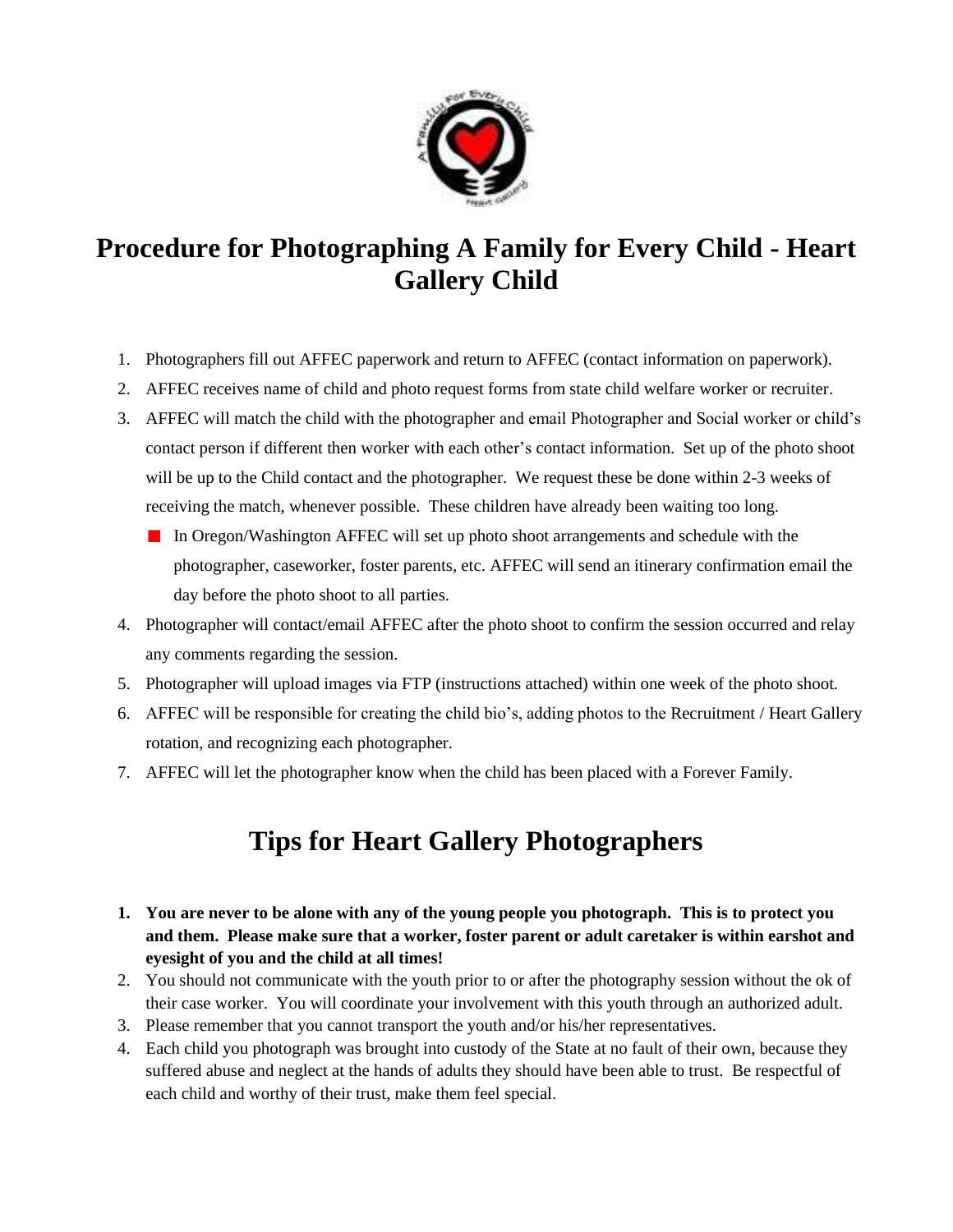# Procedure for Photographing A Family for Every Child - Heart Gallery Child

1. Photographers fill out AFFEC paperwork and return to AFFEC (contact information on paperwork).
2. AFFEC receives name of child and photo request forms from state child welfare worker or recruiter.
3. AFFEC will match the child with the photographer and email Photographer and Social worker or child's contact person if different then worker with each other's contact information. Set up of the photo shoot will be up to the Child contact and the photographer. We request these be done within 2-3 weeks of receiving the match, whenever possible. These children have already been waiting too long.
   - In Oregon/Washington AFFEC will set up photo shoot arrangements and schedule with the photographer, caseworker, foster parents, etc. AFFEC will send an itinerary confirmation email the day before the photo shoot to all parties.
4. Photographer will contact/email AFFEC after the photo shoot to confirm the session occurred and relay any comments regarding the session.
5. Photographer will upload images via FTP (instructions attached) within one week of the photo shoot.
6. AFFEC will be responsible for creating the child bio's, adding photos to the Recruitment / Heart Gallery rotation, and recognizing each photographer.
7. AFFEC will let the photographer know when the child has been placed with a Forever Family.

# Tips for Heart Gallery Photographers

1. **You are never to be alone with any of the young people you photograph. This is to protect you and them. Please make sure that a worker, foster parent or adult caretaker is within earshot and eyesight of you and the child at all times!**
2. You should not communicate with the youth prior to or after the photography session without the ok of their case worker. You will coordinate your involvement with this youth through an authorized adult.
3. Please remember that you cannot transport the youth and/or his/her representatives.
4. Each child you photograph was brought into custody of the State at no fault of their own, because they suffered abuse and neglect at the hands of adults they should have been able to trust. Be respectful of each child and worthy of their trust, make them feel special.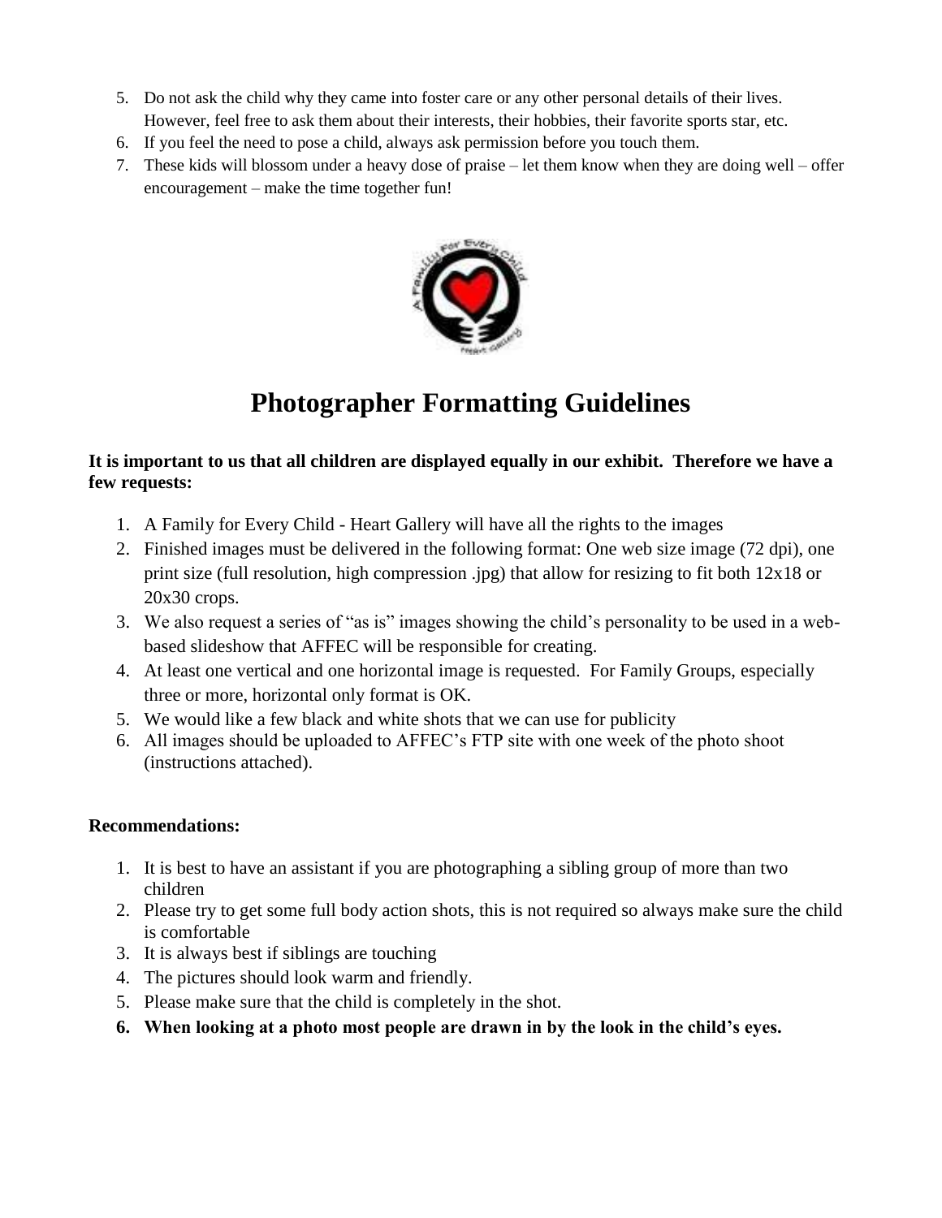5. Do not ask the child why they came into foster care or any other personal details of their lives. However, feel free to ask them about their interests, their hobbies, their favorite sports star, etc.
6. If you feel the need to pose a child, always ask permission before you touch them.
7. These kids will blossom under a heavy dose of praise – let them know when they are doing well – offer encouragement – make the time together fun!

# Photographer Formatting Guidelines

**It is important to us that all children are displayed equally in our exhibit. Therefore we have a few requests:**

1. A Family for Every Child - Heart Gallery will have all the rights to the images
2. Finished images must be delivered in the following format: One web size image (72 dpi), one print size (full resolution, high compression .jpg) that allow for resizing to fit both 12x18 or 20x30 crops.
3. We also request a series of "as is" images showing the child's personality to be used in a web-based slideshow that AFFEC will be responsible for creating.
4. At least one vertical and one horizontal image is requested. For Family Groups, especially three or more, horizontal only format is OK.
5. We would like a few black and white shots that we can use for publicity
6. All images should be uploaded to AFFEC's FTP site with one week of the photo shoot (instructions attached).

**Recommendations:**

1. It is best to have an assistant if you are photographing a sibling group of more than two children
2. Please try to get some full body action shots, this is not required so always make sure the child is comfortable
3. It is always best if siblings are touching
4. The pictures should look warm and friendly.
5. Please make sure that the child is completely in the shot.
6. **When looking at a photo most people are drawn in by the look in the child's eyes.**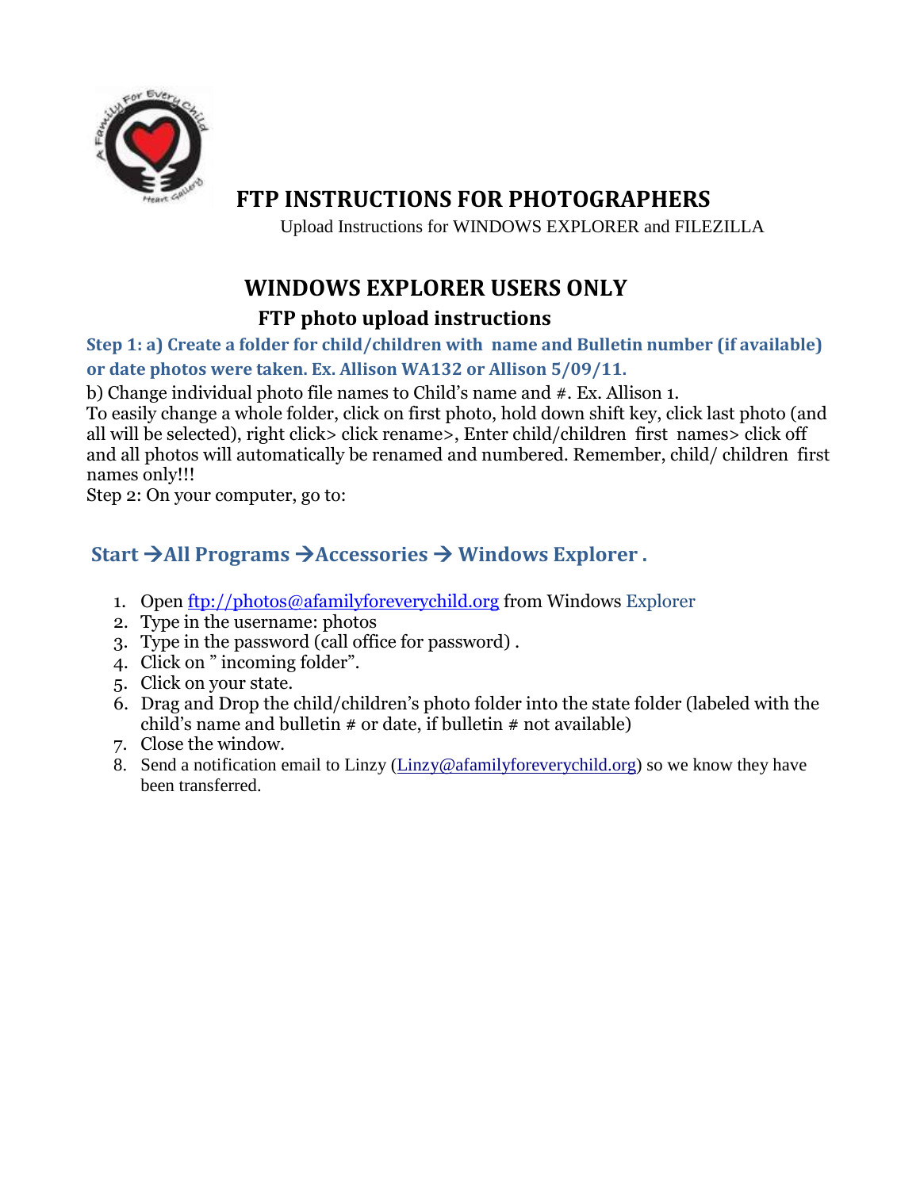# FTP INSTRUCTIONS FOR PHOTOGRAPHERS

Upload Instructions for WINDOWS EXPLORER and FILEZILLA

## WINDOWS EXPLORER USERS ONLY

### FTP photo upload instructions

**Step 1: a) Create a folder for child/children with name and Bulletin number (if available) or date photos were taken. Ex. Allison WA132 or Allison 5/09/11.**

b) Change individual photo file names to Child's name and #. Ex. Allison 1.
To easily change a whole folder, click on first photo, hold down shift key, click last photo (and all will be selected), right click> click rename>, Enter child/children first names> click off and all photos will automatically be renamed and numbered. Remember, child/ children first names only!!!

Step 2: On your computer, go to:

**Start →All Programs →Accessories → Windows Explorer .**

1. Open ftp://photos@afamilyforeverychild.org from Windows Explorer
2. Type in the username: photos
3. Type in the password (call office for password) .
4. Click on " incoming folder".
5. Click on your state.
6. Drag and Drop the child/children's photo folder into the state folder (labeled with the child's name and bulletin # or date, if bulletin # not available)
7. Close the window.
8. Send a notification email to Linzy (Linzy@afamilyforeverychild.org) so we know they have been transferred.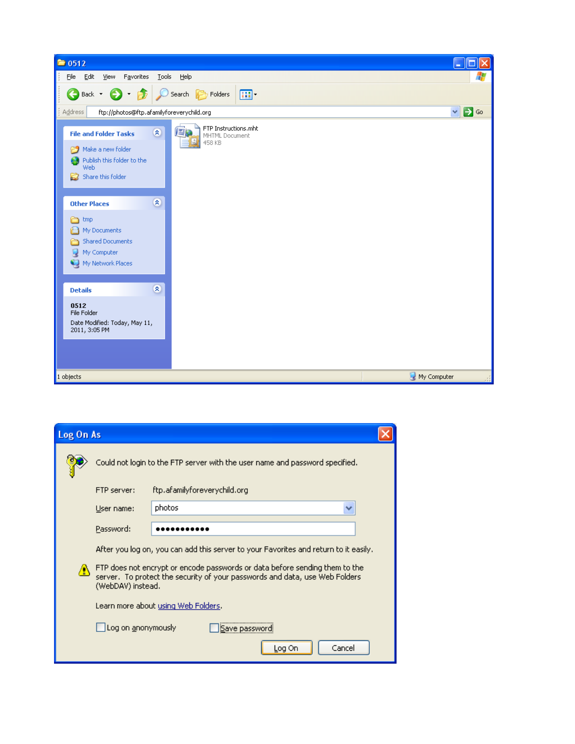0512

File Edit View Favorites Tools Help

Back Search Folders

Address ftp://photos@ftp.afamilyforeverychild.org Go

**File and Folder Tasks**

- Make a new folder
- Publish this folder to the Web
- Share this folder

**Other Places**

- tmp
- My Documents
- Shared Documents
- My Computer
- My Network Places

**Details**

**0512**
File Folder
Date Modified: Today, May 11, 2011, 3:05 PM

FTP Instructions.mht
MHTML Document
458 KB

1 objects | My Computer

**Log On As**

Could not login to the FTP server with the user name and password specified.

FTP server: ftp.afamilyforeverychild.org

User name: photos

Password: ●●●●●●●●●●●

After you log on, you can add this server to your Favorites and return to it easily.

FTP does not encrypt or encode passwords or data before sending them to the server. To protect the security of your passwords and data, use Web Folders (WebDAV) instead.

Learn more about using Web Folders.

☐ Log on anonymously ☐ Save password

Log On | Cancel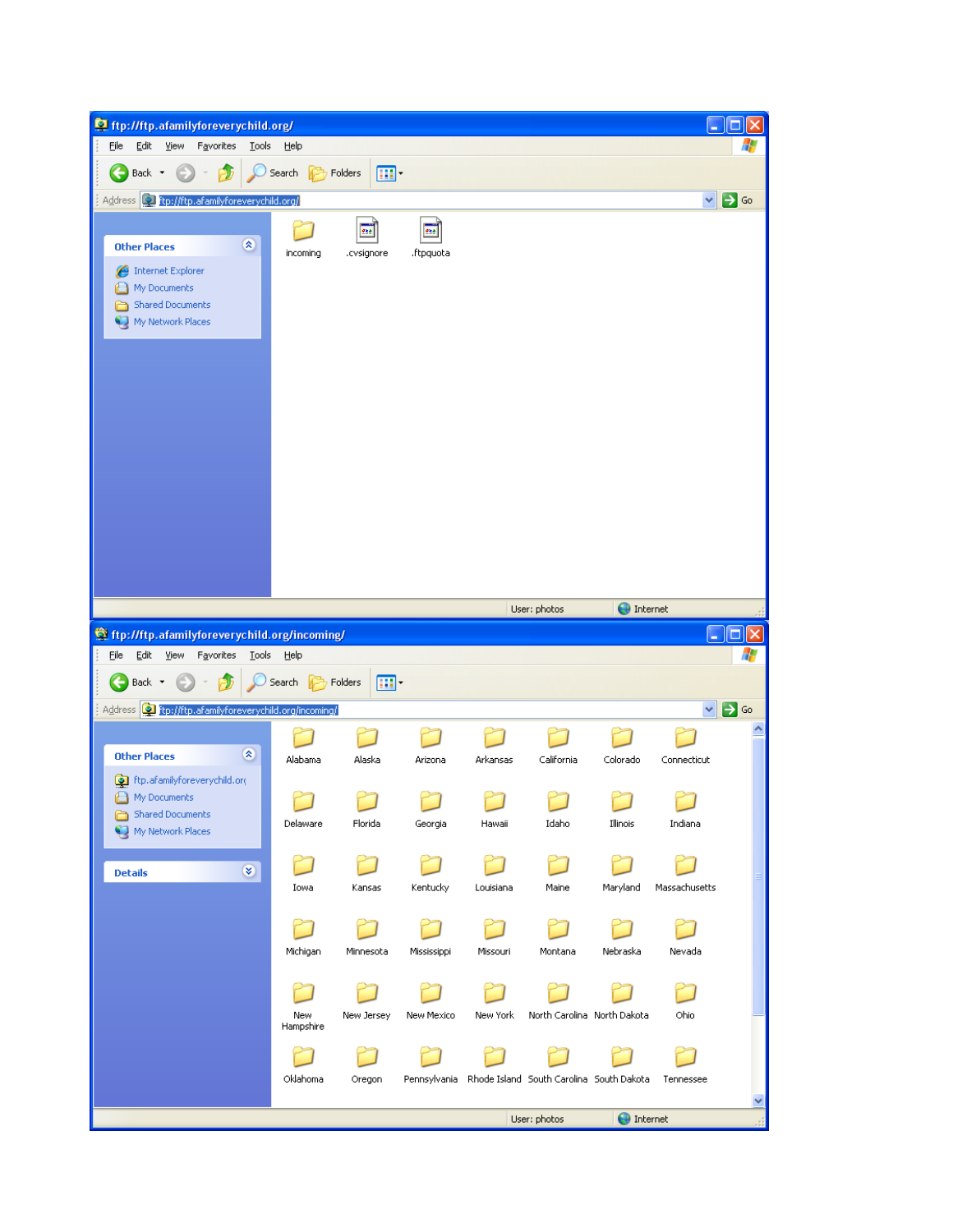**ftp://ftp.afamilyforeverychild.org/**

File Edit View Favorites Tools Help

Back · Search · Folders

Address: ftp://ftp.afamilyforeverychild.org/ · Go

**Other Places**

- Internet Explorer
- My Documents
- Shared Documents
- My Network Places

incoming · .cvsignore · .ftpquota

User: photos · Internet

---

**ftp://ftp.afamilyforeverychild.org/incoming/**

File Edit View Favorites Tools Help

Back · Search · Folders

Address: ftp://ftp.afamilyforeverychild.org/incoming/ · Go

**Other Places**

- ftp.afamilyforeverychild.org
- My Documents
- Shared Documents
- My Network Places

**Details**

| | | | | | | |
|---|---|---|---|---|---|---|
| Alabama | Alaska | Arizona | Arkansas | California | Colorado | Connecticut |
| Delaware | Florida | Georgia | Hawaii | Idaho | Illinois | Indiana |
| Iowa | Kansas | Kentucky | Louisiana | Maine | Maryland | Massachusetts |
| Michigan | Minnesota | Mississippi | Missouri | Montana | Nebraska | Nevada |
| New Hampshire | New Jersey | New Mexico | New York | North Carolina | North Dakota | Ohio |
| Oklahoma | Oregon | Pennsylvania | Rhode Island | South Carolina | South Dakota | Tennessee |

User: photos · Internet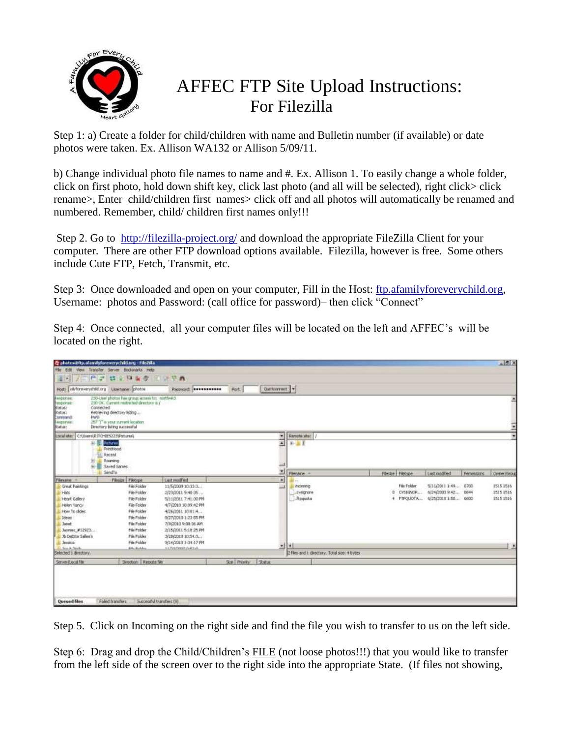# AFFEC FTP Site Upload Instructions: For Filezilla

Step 1: a) Create a folder for child/children with name and Bulletin number (if available) or date photos were taken. Ex. Allison WA132 or Allison 5/09/11.

b) Change individual photo file names to name and #. Ex. Allison 1. To easily change a whole folder, click on first photo, hold down shift key, click last photo (and all will be selected), right click> click rename>, Enter child/children first names> click off and all photos will automatically be renamed and numbered. Remember, child/ children first names only!!!

Step 2. Go to http://filezilla-project.org/ and download the appropriate FileZilla Client for your computer. There are other FTP download options available. Filezilla, however is free. Some others include Cute FTP, Fetch, Transmit, etc.

Step 3: Once downloaded and open on your computer, Fill in the Host: ftp.afamilyforeverychild.org, Username: photos and Password: (call office for password)– then click "Connect"

Step 4: Once connected, all your computer files will be located on the left and AFFEC's will be located on the right.

Step 5. Click on Incoming on the right side and find the file you wish to transfer to us on the left side.

Step 6: Drag and drop the Child/Children's FILE (not loose photos!!!) that you would like to transfer from the left side of the screen over to the right side into the appropriate State. (If files not showing,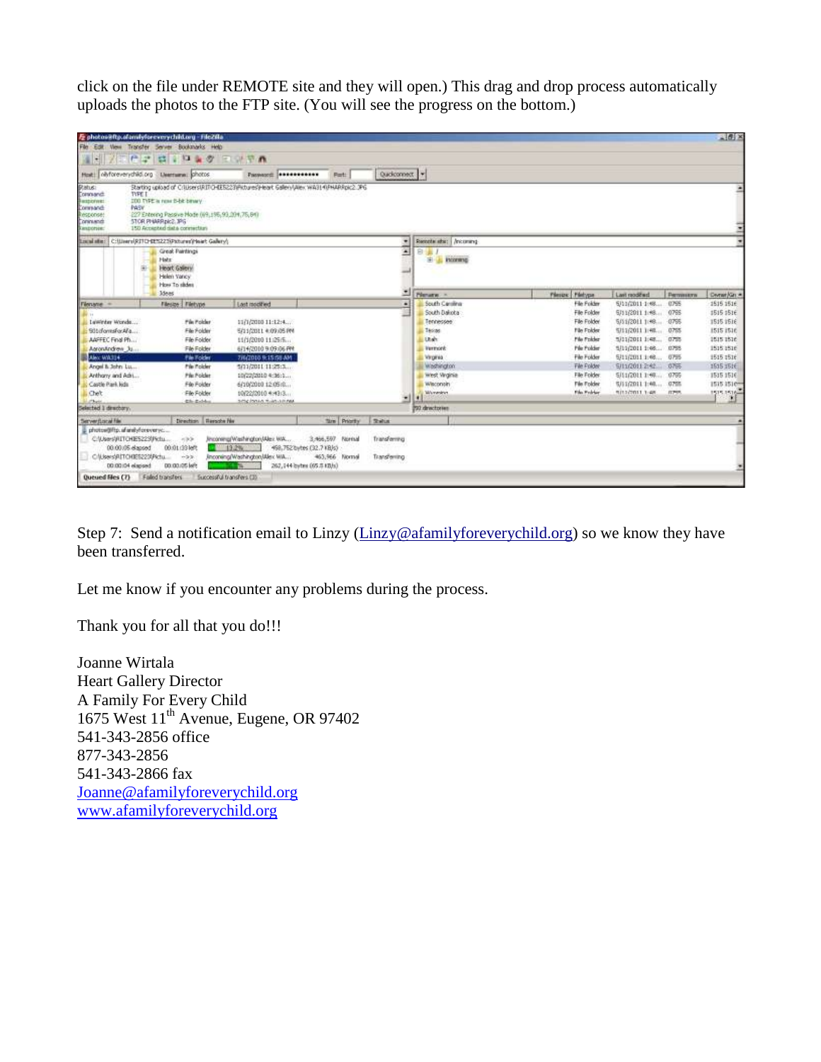click on the file under REMOTE site and they will open.) This drag and drop process automatically uploads the photos to the FTP site. (You will see the progress on the bottom.)

Step 7: Send a notification email to Linzy (Linzy@afamilyforeverychild.org) so we know they have been transferred.

Let me know if you encounter any problems during the process.

Thank you for all that you do!!!

Joanne Wirtala
Heart Gallery Director
A Family For Every Child
1675 West 11th Avenue, Eugene, OR 97402
541-343-2856 office
877-343-2856
541-343-2866 fax
Joanne@afamilyforeverychild.org
www.afamilyforeverychild.org